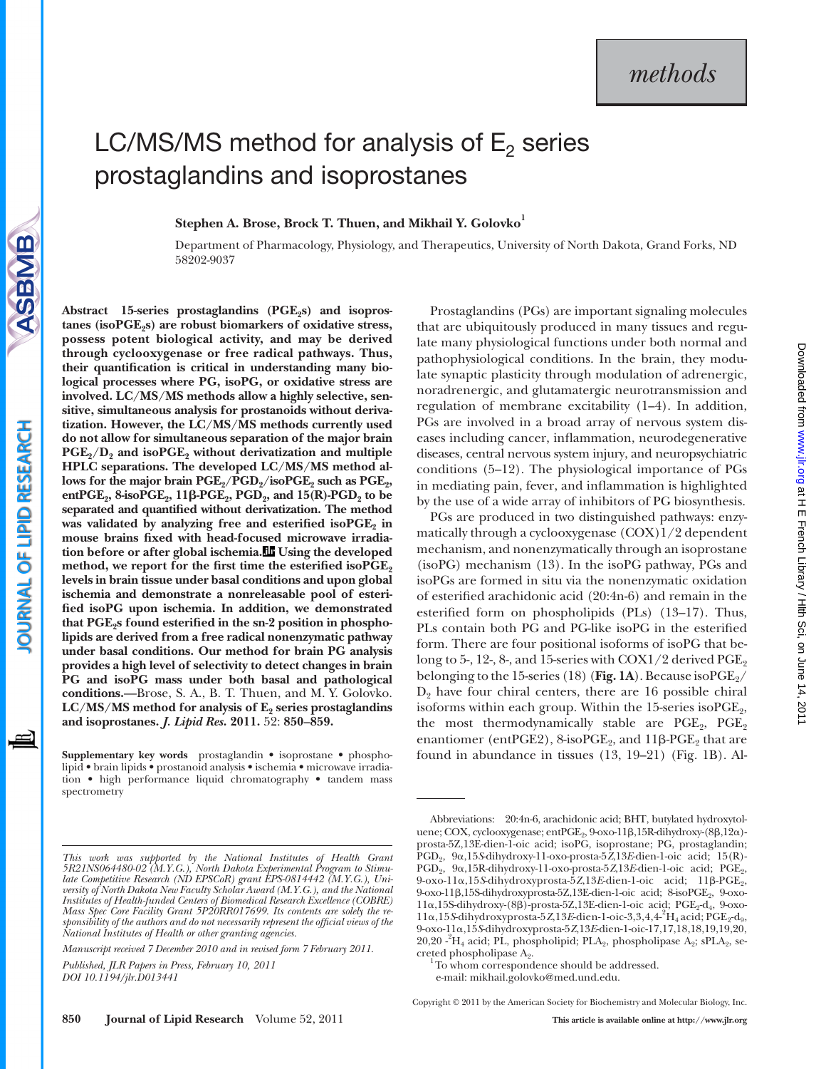methods

# LC/MS/MS method for analysis of $E_2$ series prostaglandins and isoprostanes

**Stephen A. Brose, Brock T. Thuen, and Mikhail Y. Golovko**[1]

Department of Pharmacology, Physiology, and Therapeutics, University of North Dakota, Grand Forks, ND 58202-9037

**Abstract 15-series prostaglandins ($PGE_2$s) and isoprostanes ($isoPGE_2$s) are robust biomarkers of oxidative stress, possess potent biological activity, and may be derived through cyclooxygenase or free radical pathways. Thus, their quantification is critical in understanding many biological processes where PG, isoPG, or oxidative stress are involved. LC/MS/MS methods allow a highly selective, sensitive, simultaneous analysis for prostanoids without derivatization. However, the LC/MS/MS methods currently used do not allow for simultaneous separation of the major brain $PGE_2/D_2$ and $isoPGE_2$ without derivatization and multiple HPLC separations. The developed LC/MS/MS method allows for the major brain $PGE_2/PGD_2/isoPGE_2$ such as $PGE_2$, $entPGE_2$, 8-$isoPGE_2$, 11β-$PGE_2$, $PGD_2$, and 15(R)-$PGD_2$ to be separated and quantified without derivatization. The method was validated by analyzing free and esterified $isoPGE_2$ in mouse brains fixed with head-focused microwave irradiation before or after global ischemia. Using the developed method, we report for the first time the esterified $isoPGE_2$ levels in brain tissue under basal conditions and upon global ischemia and demonstrate a nonreleasable pool of esterified isoPG upon ischemia. In addition, we demonstrated that $PGE_2$s found esterified in the sn-2 position in phospholipids are derived from a free radical nonenzymatic pathway under basal conditions. Our method for brain PG analysis provides a high level of selectivity to detect changes in brain PG and isoPG mass under both basal and pathological conditions.**—Brose, S. A., B. T. Thuen, and M. Y. Golovko. **LC/MS/MS method for analysis of $E_2$ series prostaglandins and isoprostanes.** ***J. Lipid Res.*** **2011.** 52: 850–859.

**Supplementary key words** prostaglandin • isoprostane • phospholipid • brain lipids • prostanoid analysis • ischemia • microwave irradiation • high performance liquid chromatography • tandem mass spectrometry

*This work was supported by the National Institutes of Health Grant 5R21NS064480-02 (M.Y.G.), North Dakota Experimental Program to Stimulate Competitive Research (ND EPSCoR) grant EPS-0814442 (M.Y.G.), University of North Dakota New Faculty Scholar Award (M.Y.G.), and the National Institutes of Health-funded Centers of Biomedical Research Excellence (COBRE) Mass Spec Core Facility Grant 5P20RR017699. Its contents are solely the responsibility of the authors and do not necessarily represent the official views of the National Institutes of Health or other granting agencies.*

*Manuscript received 7 December 2010 and in revised form 7 February 2011.*

*Published, JLR Papers in Press, February 10, 2011*
*DOI 10.1194/jlr.D013441*

Prostaglandins (PGs) are important signaling molecules that are ubiquitously produced in many tissues and regulate many physiological functions under both normal and pathophysiological conditions. In the brain, they modulate synaptic plasticity through modulation of adrenergic, noradrenergic, and glutamatergic neurotransmission and regulation of membrane excitability (1–4). In addition, PGs are involved in a broad array of nervous system diseases including cancer, inflammation, neurodegenerative diseases, central nervous system injury, and neuropsychiatric conditions (5–12). The physiological importance of PGs in mediating pain, fever, and inflammation is highlighted by the use of a wide array of inhibitors of PG biosynthesis.

PGs are produced in two distinguished pathways: enzymatically through a cyclooxygenase (COX)1/2 dependent mechanism, and nonenzymatically through an isoprostane (isoPG) mechanism (13). In the isoPG pathway, PGs and isoPGs are formed in situ via the nonenzymatic oxidation of esterified arachidonic acid (20:4n-6) and remain in the esterified form on phospholipids (PLs) (13–17). Thus, PLs contain both PG and PG-like isoPG in the esterified form. There are four positional isoforms of isoPG that belong to 5-, 12-, 8-, and 15-series with COX1/2 derived $PGE_2$ belonging to the 15-series (18) (**Fig. 1A**). Because $isoPGE_2$/$D_2$ have four chiral centers, there are 16 possible chiral isoforms within each group. Within the 15-series $isoPGE_2$, the most thermodynamically stable are $PGE_2$, $PGE_2$ enantiomer (entPGE2), 8-$isoPGE_2$, and 11β-$PGE_2$ that are found in abundance in tissues (13, 19–21) (Fig. 1B). Al-

Abbreviations: 20:4n-6, arachidonic acid; BHT, butylated hydroxytoluene; COX, cyclooxygenase; $entPGE_2$, 9-oxo-11β,15R-dihydroxy-(8β,12α)-prosta-5Z,13E-dien-1-oic acid; isoPG, isoprostane; PG, prostaglandin; $PGD_2$, 9α,15*S*-dihydroxy-11-oxo-prosta-5*Z*,13*E*-dien-1-oic acid; 15(R)-$PGD_2$, 9α,15R-dihydroxy-11-oxo-prosta-5Z,13E-dien-1-oic acid; $PGE_2$, 9-oxo-11α,15*S*-dihydroxyprosta-5*Z*,13*E*-dien-1-oic acid; 11β-$PGE_2$, 9-oxo-11β,15S-dihydroxyprosta-5Z,13E-dien-1-oic acid; 8-$isoPGE_2$, 9-oxo-11α,15S-dihydroxy-(8β)-prosta-5Z,13E-dien-1-oic acid; $PGE_2$-$d_4$, 9-oxo-11α,15*S*-dihydroxyprosta-5*Z*,13*E*-dien-1-oic-3,3,4,4-$^2H_4$ acid; $PGE_2$-$d_9$, 9-oxo-11α,15*S*-dihydroxyprosta-5*Z*,13*E*-dien-1-oic-17,17,18,18,19,19,20,20,20-$^2H_4$ acid; PL, phospholipid; $PLA_2$, phospholipase $A_2$; $sPLA_2$, secreted phospholipase $A_2$.

[1] To whom correspondence should be addressed.
e-mail: mikhail.golovko@med.und.edu.

Copyright © 2011 by the American Society for Biochemistry and Molecular Biology, Inc.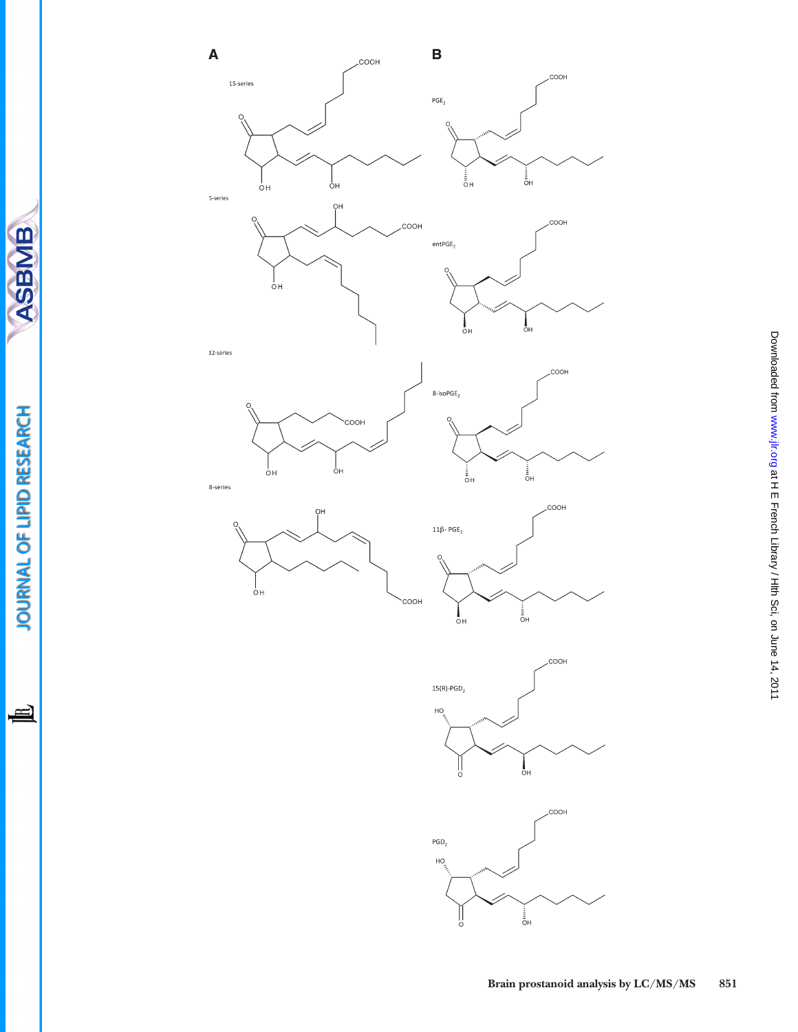**A**

15-series

5-series

12-series

8-series

**B**

$PGE_2$

$entPGE_2$

$8\text{-}isoPGE_2$

$11\beta\text{-}PGE_2$

$15(R)\text{-}PGD_2$

$PGD_2$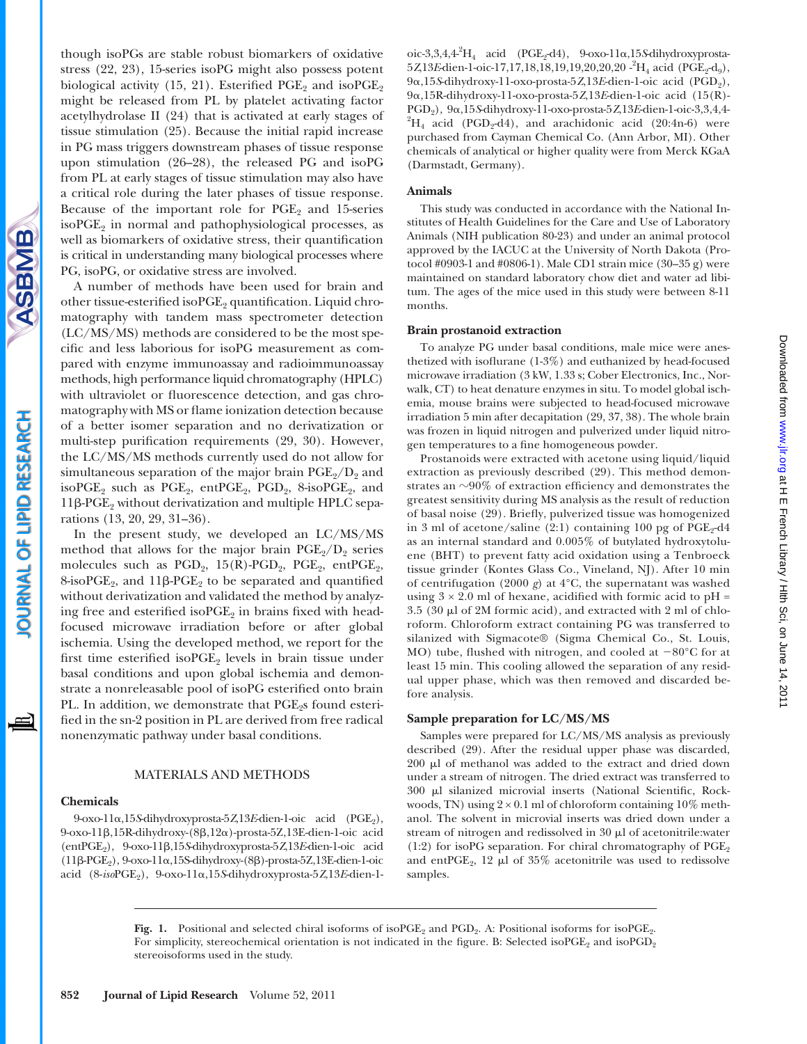though isoPGs are stable robust biomarkers of oxidative stress (22, 23), 15-series isoPG might also possess potent biological activity (15, 21). Esterified $PGE_2$ and $isoPGE_2$ might be released from PL by platelet activating factor acetylhydrolase II (24) that is activated at early stages of tissue stimulation (25). Because the initial rapid increase in PG mass triggers downstream phases of tissue response upon stimulation (26–28), the released PG and isoPG from PL at early stages of tissue stimulation may also have a critical role during the later phases of tissue response. Because of the important role for $PGE_2$ and 15-series $isoPGE_2$ in normal and pathophysiological processes, as well as biomarkers of oxidative stress, their quantification is critical in understanding many biological processes where PG, isoPG, or oxidative stress are involved.

A number of methods have been used for brain and other tissue-esterified $isoPGE_2$ quantification. Liquid chromatography with tandem mass spectrometer detection (LC/MS/MS) methods are considered to be the most specific and less laborious for isoPG measurement as compared with enzyme immunoassay and radioimmunoassay methods, high performance liquid chromatography (HPLC) with ultraviolet or fluorescence detection, and gas chromatography with MS or flame ionization detection because of a better isomer separation and no derivatization or multi-step purification requirements (29, 30). However, the LC/MS/MS methods currently used do not allow for simultaneous separation of the major brain $PGE_2/D_2$ and $isoPGE_2$ such as $PGE_2$, $entPGE_2$, $PGD_2$, 8-$isoPGE_2$, and 11β-$PGE_2$ without derivatization and multiple HPLC separations (13, 20, 29, 31–36).

In the present study, we developed an LC/MS/MS method that allows for the major brain $PGE_2/D_2$ series molecules such as $PGD_2$, 15(R)-$PGD_2$, $PGE_2$, $entPGE_2$, 8-$isoPGE_2$, and 11β-$PGE_2$ to be separated and quantified without derivatization and validated the method by analyzing free and esterified $isoPGE_2$ in brains fixed with head-focused microwave irradiation before or after global ischemia. Using the developed method, we report for the first time esterified $isoPGE_2$ levels in brain tissue under basal conditions and upon global ischemia and demonstrate a nonreleasable pool of isoPG esterified onto brain PL. In addition, we demonstrate that $PGE_2$s found esterified in the sn-2 position in PL are derived from free radical nonenzymatic pathway under basal conditions.

## MATERIALS AND METHODS

### Chemicals

9-oxo-11α,15*S*-dihydroxyprosta-5*Z*,13*E*-dien-1-oic acid ($PGE_2$), 9-oxo-11β,15R-dihydroxy-(8β,12α)-prosta-5Z,13E-dien-1-oic acid ($entPGE_2$), 9-oxo-11β,15*S*-dihydroxyprosta-5*Z*,13*E*-dien-1-oic acid (11β-$PGE_2$), 9-oxo-11α,15S-dihydroxy-(8β)-prosta-5Z,13E-dien-1-oic acid (8-*iso*$PGE_2$), 9-oxo-11α,15*S*-dihydroxyprosta-5*Z*,13*E*-dien-1-oic-3,3,4,4-$^2H_4$ acid ($PGE_2$-d4), 9-oxo-11α,15*S*-dihydroxyprosta-5*Z*,13*E*-dien-1-oic-17,17,18,18,19,19,20,20,20 -$^2H_4$ acid ($PGE_2$-$d_9$), 9α,15*S*-dihydroxy-11-oxo-prosta-5*Z*,13*E*-dien-1-oic acid ($PGD_2$), 9α,15R-dihydroxy-11-oxo-prosta-5*Z*,13*E*-dien-1-oic acid (15(R)-$PGD_2$), 9α,15*S*-dihydroxy-11-oxo-prosta-5*Z*,13*E*-dien-1-oic-3,3,4,4-$^2H_4$ acid ($PGD_2$-d4), and arachidonic acid (20:4n-6) were purchased from Cayman Chemical Co. (Ann Arbor, MI). Other chemicals of analytical or higher quality were from Merck KGaA (Darmstadt, Germany).

### Animals

This study was conducted in accordance with the National Institutes of Health Guidelines for the Care and Use of Laboratory Animals (NIH publication 80-23) and under an animal protocol approved by the IACUC at the University of North Dakota (Protocol #0903-1 and #0806-1). Male CD1 strain mice (30–35 g) were maintained on standard laboratory chow diet and water ad libitum. The ages of the mice used in this study were between 8-11 months.

### Brain prostanoid extraction

To analyze PG under basal conditions, male mice were anesthetized with isoflurane (1-3%) and euthanized by head-focused microwave irradiation (3 kW, 1.33 s; Cober Electronics, Inc., Norwalk, CT) to heat denature enzymes in situ. To model global ischemia, mouse brains were subjected to head-focused microwave irradiation 5 min after decapitation (29, 37, 38). The whole brain was frozen in liquid nitrogen and pulverized under liquid nitrogen temperatures to a fine homogeneous powder.

Prostanoids were extracted with acetone using liquid/liquid extraction as previously described (29). This method demonstrates an ~90% of extraction efficiency and demonstrates the greatest sensitivity during MS analysis as the result of reduction of basal noise (29). Briefly, pulverized tissue was homogenized in 3 ml of acetone/saline (2:1) containing 100 pg of $PGE_2$-d4 as an internal standard and 0.005% of butylated hydroxytoluene (BHT) to prevent fatty acid oxidation using a Tenbroeck tissue grinder (Kontes Glass Co., Vineland, NJ). After 10 min of centrifugation (2000 *g*) at 4°C, the supernatant was washed using 3 × 2.0 ml of hexane, acidified with formic acid to pH = 3.5 (30 μl of 2M formic acid), and extracted with 2 ml of chloroform. Chloroform extract containing PG was transferred to silanized with Sigmacote® (Sigma Chemical Co., St. Louis, MO) tube, flushed with nitrogen, and cooled at −80°C for at least 15 min. This cooling allowed the separation of any residual upper phase, which was then removed and discarded before analysis.

### Sample preparation for LC/MS/MS

Samples were prepared for LC/MS/MS analysis as previously described (29). After the residual upper phase was discarded, 200 μl of methanol was added to the extract and dried down under a stream of nitrogen. The dried extract was transferred to 300 μl silanized microvial inserts (National Scientific, Rockwood, TN) using 2 × 0.1 ml of chloroform containing 10% methanol. The solvent in microvial inserts was dried down under a stream of nitrogen and redissolved in 30 μl of acetonitrile:water (1:2) for isoPG separation. For chiral chromatography of $PGE_2$ and $entPGE_2$, 12 μl of 35% acetonitrile was used to redissolve samples.

**Fig. 1.** Positional and selected chiral isoforms of $isoPGE_2$ and $PGD_2$. A: Positional isoforms for $isoPGE_2$. For simplicity, stereochemical orientation is not indicated in the figure. B: Selected $isoPGE_2$ and $isoPGD_2$ stereoisoforms used in the study.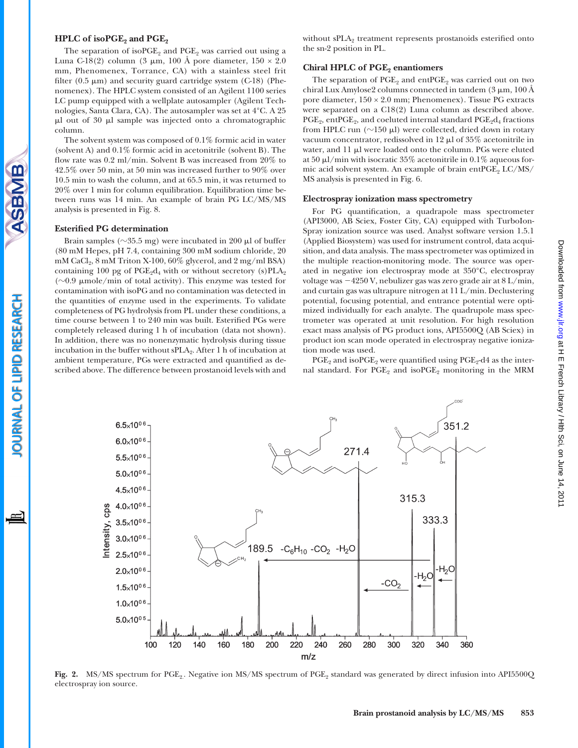### HPLC of isoPGE$_2$ and PGE$_2$

The separation of isoPGE$_2$ and PGE$_2$ was carried out using a Luna C-18(2) column (3 μm, 100 Å pore diameter, 150 × 2.0 mm, Phenomenex, Torrance, CA) with a stainless steel frit filter (0.5 μm) and security guard cartridge system (C-18) (Phenomenex). The HPLC system consisted of an Agilent 1100 series LC pump equipped with a wellplate autosampler (Agilent Technologies, Santa Clara, CA). The autosampler was set at 4°C. A 25 μl out of 30 μl sample was injected onto a chromatographic column.

The solvent system was composed of 0.1% formic acid in water (solvent A) and 0.1% formic acid in acetonitrile (solvent B). The flow rate was 0.2 ml/min. Solvent B was increased from 20% to 42.5% over 50 min, at 50 min was increased further to 90% over 10.5 min to wash the column, and at 65.5 min, it was returned to 20% over 1 min for column equilibration. Equilibration time between runs was 14 min. An example of brain PG LC/MS/MS analysis is presented in Fig. 8.

### Esterified PG determination

Brain samples (~35.5 mg) were incubated in 200 μl of buffer (80 mM Hepes, pH 7.4, containing 300 mM sodium chloride, 20 mM $CaCl_2$, 8 mM Triton X-100, 60% glycerol, and 2 mg/ml BSA) containing 100 pg of PGE$_2$d$_4$ with or without secretory (s)PLA$_2$ (~0.9 μmole/min of total activity). This enzyme was tested for contamination with isoPG and no contamination was detected in the quantities of enzyme used in the experiments. To validate completeness of PG hydrolysis from PL under these conditions, a time course between 1 to 240 min was built. Esterified PGs were completely released during 1 h of incubation (data not shown). In addition, there was no nonenzymatic hydrolysis during tissue incubation in the buffer without sPLA$_2$. After 1 h of incubation at ambient temperature, PGs were extracted and quantified as described above. The difference between prostanoid levels with and without sPLA$_2$ treatment represents prostanoids esterified onto the sn-2 position in PL.

### Chiral HPLC of PGE$_2$ enantiomers

The separation of PGE$_2$ and entPGE$_2$ was carried out on two chiral Lux Amylose2 columns connected in tandem (3 μm, 100 Å pore diameter, 150 × 2.0 mm; Phenomenex). Tissue PG extracts were separated on a C18(2) Luna column as described above. PGE$_2$, entPGE$_2$, and coeluted internal standard PGE$_2$d$_4$ fractions from HPLC run (~150 μl) were collected, dried down in rotary vacuum concentrator, redissolved in 12 μl of 35% acetonitrile in water, and 11 μl were loaded onto the column. PGs were eluted at 50 μl/min with isocratic 35% acetonitrile in 0.1% aqueous formic acid solvent system. An example of brain entPGE$_2$ LC/MS/MS analysis is presented in Fig. 6.

### Electrospray ionization mass spectrometry

For PG quantification, a quadrapole mass spectrometer (API3000, AB Sciex, Foster City, CA) equipped with TurboIonSpray ionization source was used. Analyst software version 1.5.1 (Applied Biosystem) was used for instrument control, data acquisition, and data analysis. The mass spectrometer was optimized in the multiple reaction-monitoring mode. The source was operated in negative ion electrospray mode at 350°C, electrospray voltage was −4250 V, nebulizer gas was zero grade air at 8 L/min, and curtain gas was ultrapure nitrogen at 11 L/min. Declustering potential, focusing potential, and entrance potential were optimized individually for each analyte. The quadrupole mass spectrometer was operated at unit resolution. For high resolution exact mass analysis of PG product ions, API5500Q (AB Sciex) in product ion scan mode operated in electrospray negative ionization mode was used.

PGE$_2$ and isoPGE$_2$ were quantified using PGE$_2$-d4 as the internal standard. For PGE$_2$ and isoPGE$_2$ monitoring in the MRM

**Fig. 2.** MS/MS spectrum for PGE$_2$. Negative ion MS/MS spectrum of PGE$_2$ standard was generated by direct infusion into API5500Q electrospray ion source.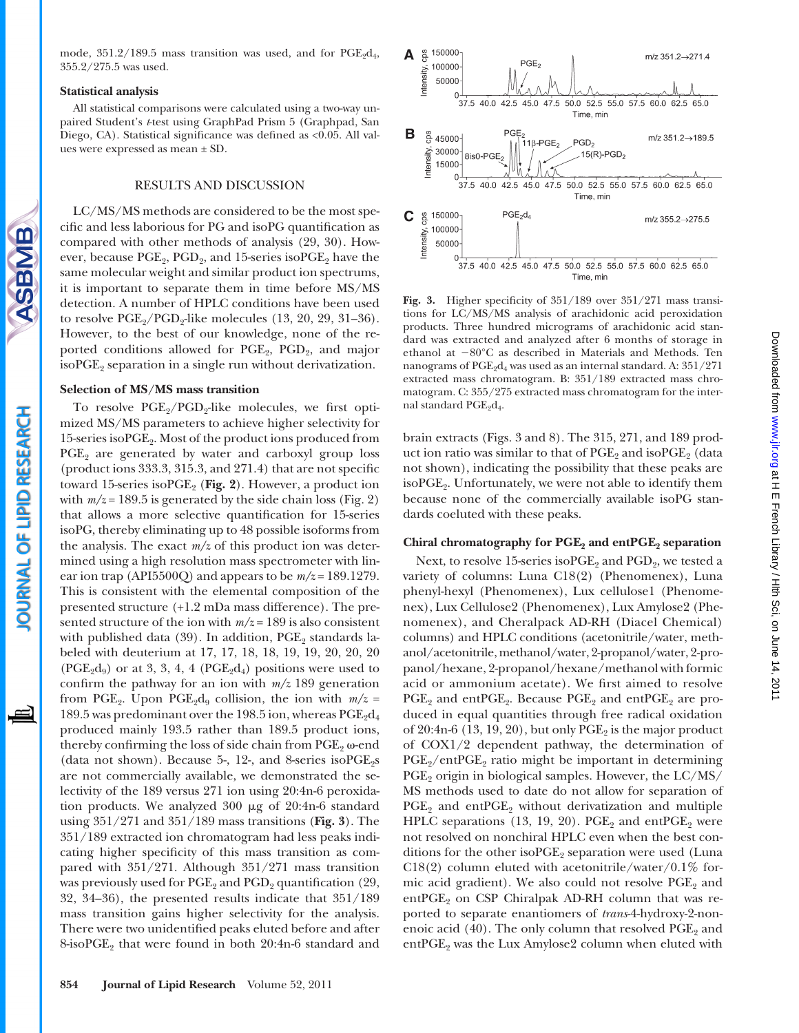mode, 351.2/189.5 mass transition was used, and for $PGE_2d_4$, 355.2/275.5 was used.

### Statistical analysis

All statistical comparisons were calculated using a two-way unpaired Student's *t*-test using GraphPad Prism 5 (Graphpad, San Diego, CA). Statistical significance was defined as <0.05. All values were expressed as mean ± SD.

## RESULTS AND DISCUSSION

LC/MS/MS methods are considered to be the most specific and less laborious for PG and isoPG quantification as compared with other methods of analysis (29, 30). However, because $PGE_2$, $PGD_2$, and 15-series iso$PGE_2$ have the same molecular weight and similar product ion spectrums, it is important to separate them in time before MS/MS detection. A number of HPLC conditions have been used to resolve $PGE_2$/$PGD_2$-like molecules (13, 20, 29, 31–36). However, to the best of our knowledge, none of the reported conditions allowed for $PGE_2$, $PGD_2$, and major iso$PGE_2$ separation in a single run without derivatization.

### Selection of MS/MS mass transition

To resolve $PGE_2$/$PGD_2$-like molecules, we first optimized MS/MS parameters to achieve higher selectivity for 15-series iso$PGE_2$. Most of the product ions produced from $PGE_2$ are generated by water and carboxyl group loss (product ions 333.3, 315.3, and 271.4) that are not specific toward 15-series iso$PGE_2$ (**Fig. 2**). However, a product ion with $m/z$ = 189.5 is generated by the side chain loss (Fig. 2) that allows a more selective quantification for 15-series isoPG, thereby eliminating up to 48 possible isoforms from the analysis. The exact $m/z$ of this product ion was determined using a high resolution mass spectrometer with linear ion trap (API5500Q) and appears to be $m/z$ = 189.1279. This is consistent with the elemental composition of the presented structure (+1.2 mDa mass difference). The presented structure of the ion with $m/z$ = 189 is also consistent with published data (39). In addition, $PGE_2$ standards labeled with deuterium at 17, 17, 18, 18, 19, 19, 20, 20, 20 ($PGE_2d_9$) or at 3, 3, 4, 4 ($PGE_2d_4$) positions were used to confirm the pathway for an ion with $m/z$ 189 generation from $PGE_2$. Upon $PGE_2d_9$ collision, the ion with $m/z$ = 189.5 was predominant over the 198.5 ion, whereas $PGE_2d_4$ produced mainly 193.5 rather than 189.5 product ions, thereby confirming the loss of side chain from $PGE_2$ ω-end (data not shown). Because 5-, 12-, and 8-series iso$PGE_2$s are not commercially available, we demonstrated the selectivity of the 189 versus 271 ion using 20:4n-6 peroxidation products. We analyzed 300 μg of 20:4n-6 standard using 351/271 and 351/189 mass transitions (**Fig. 3**). The 351/189 extracted ion chromatogram had less peaks indicating higher specificity of this mass transition as compared with 351/271. Although 351/271 mass transition was previously used for $PGE_2$ and $PGD_2$ quantification (29, 32, 34–36), the presented results indicate that 351/189 mass transition gains higher selectivity for the analysis. There were two unidentified peaks eluted before and after 8-iso$PGE_2$ that were found in both 20:4n-6 standard and brain extracts (Figs. 3 and 8). The 315, 271, and 189 product ion ratio was similar to that of $PGE_2$ and iso$PGE_2$ (data not shown), indicating the possibility that these peaks are iso$PGE_2$. Unfortunately, we were not able to identify them because none of the commercially available isoPG standards coeluted with these peaks.

**Fig. 3.** Higher specificity of 351/189 over 351/271 mass transitions for LC/MS/MS analysis of arachidonic acid peroxidation products. Three hundred micrograms of arachidonic acid standard was extracted and analyzed after 6 months of storage in ethanol at −80°C as described in Materials and Methods. Ten nanograms of $PGE_2d_4$ was used as an internal standard. A: 351/271 extracted mass chromatogram. B: 351/189 extracted mass chromatogram. C: 355/275 extracted mass chromatogram for the internal standard $PGE_2d_4$.

### Chiral chromatography for $PGE_2$ and ent$PGE_2$ separation

Next, to resolve 15-series iso$PGE_2$ and $PGD_2$, we tested a variety of columns: Luna C18(2) (Phenomenex), Luna phenyl-hexyl (Phenomenex), Lux cellulose1 (Phenomenex), Lux Cellulose2 (Phenomenex), Lux Amylose2 (Phenomenex), and Cheralpack AD-RH (Diacel Chemical) columns) and HPLC conditions (acetonitrile/water, methanol/acetonitrile, methanol/water, 2-propanol/water, 2-propanol/hexane, 2-propanol/hexane/methanol with formic acid or ammonium acetate). We first aimed to resolve $PGE_2$ and ent$PGE_2$. Because $PGE_2$ and ent$PGE_2$ are produced in equal quantities through free radical oxidation of 20:4n-6 (13, 19, 20), but only $PGE_2$ is the major product of COX1/2 dependent pathway, the determination of $PGE_2$/ent$PGE_2$ ratio might be important in determining $PGE_2$ origin in biological samples. However, the LC/MS/MS methods used to date do not allow for separation of $PGE_2$ and ent$PGE_2$ without derivatization and multiple HPLC separations (13, 19, 20). $PGE_2$ and ent$PGE_2$ were not resolved on nonchiral HPLC even when the best conditions for the other iso$PGE_2$ separation were used (Luna C18(2) column eluted with acetonitrile/water/0.1% formic acid gradient). We also could not resolve $PGE_2$ and ent$PGE_2$ on CSP Chiralpak AD-RH column that was reported to separate enantiomers of *trans*-4-hydroxy-2-nonenoic acid (40). The only column that resolved $PGE_2$ and ent$PGE_2$ was the Lux Amylose2 column when eluted with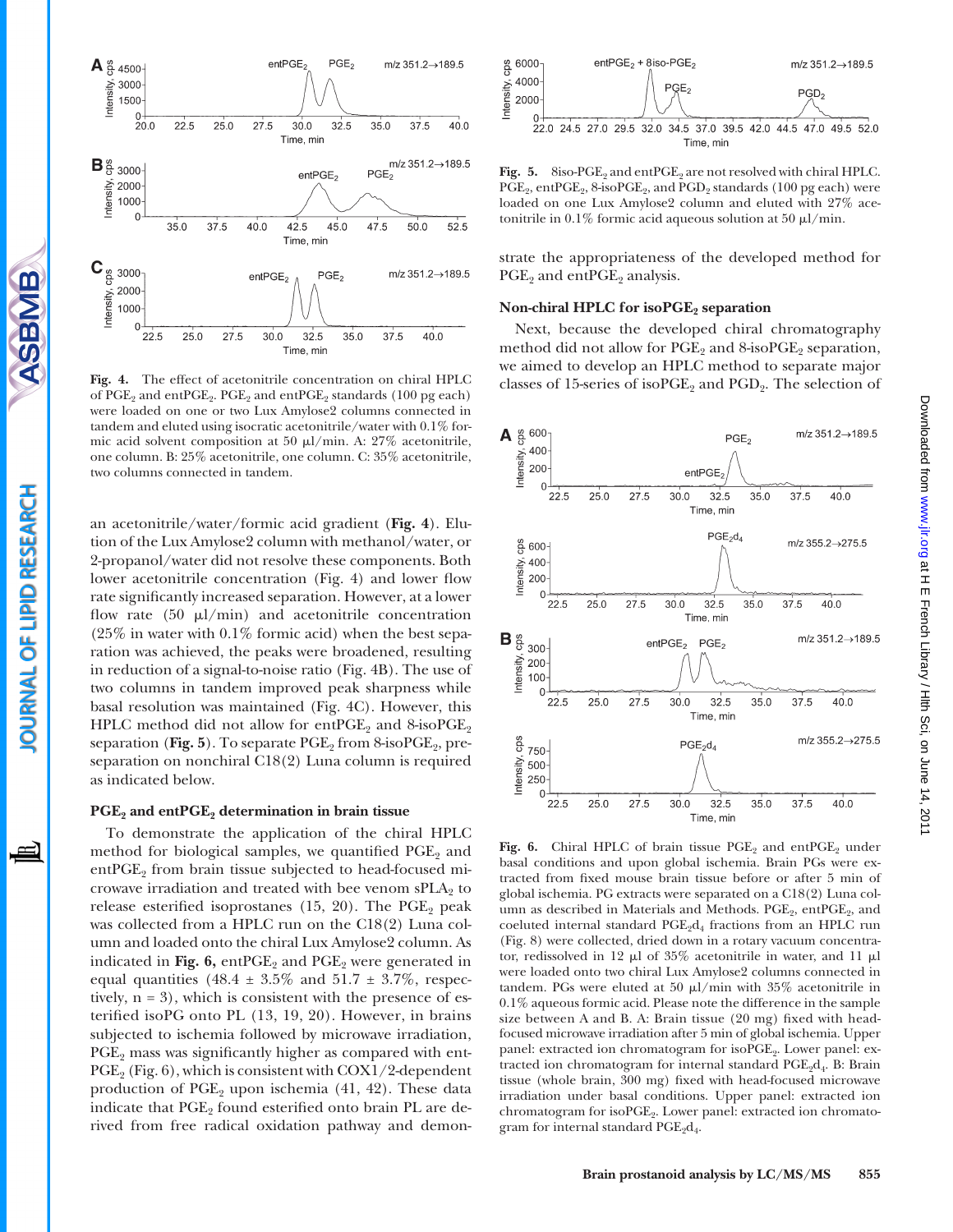Fig. 4. The effect of acetonitrile concentration on chiral HPLC of $PGE_2$ and ent$PGE_2$. $PGE_2$ and ent$PGE_2$ standards (100 pg each) were loaded on one or two Lux Amylose2 columns connected in tandem and eluted using isocratic acetonitrile/water with 0.1% formic acid solvent composition at 50 μl/min. A: 27% acetonitrile, one column. B: 25% acetonitrile, one column. C: 35% acetonitrile, two columns connected in tandem.

an acetonitrile/water/formic acid gradient (**Fig. 4**). Elution of the Lux Amylose2 column with methanol/water, or 2-propanol/water did not resolve these components. Both lower acetonitrile concentration (Fig. 4) and lower flow rate significantly increased separation. However, at a lower flow rate (50 μl/min) and acetonitrile concentration (25% in water with 0.1% formic acid) when the best separation was achieved, the peaks were broadened, resulting in reduction of a signal-to-noise ratio (Fig. 4B). The use of two columns in tandem improved peak sharpness while basal resolution was maintained (Fig. 4C). However, this HPLC method did not allow for ent$PGE_2$ and 8-iso$PGE_2$ separation (**Fig. 5**). To separate $PGE_2$ from 8-iso$PGE_2$, pre-separation on nonchiral C18(2) Luna column is required as indicated below.

### $PGE_2$ and ent$PGE_2$ determination in brain tissue

To demonstrate the application of the chiral HPLC method for biological samples, we quantified $PGE_2$ and ent$PGE_2$ from brain tissue subjected to head-focused microwave irradiation and treated with bee venom $sPLA_2$ to release esterified isoprostanes (15, 20). The $PGE_2$ peak was collected from a HPLC run on the C18(2) Luna column and loaded onto the chiral Lux Amylose2 column. As indicated in **Fig. 6,** ent$PGE_2$ and $PGE_2$ were generated in equal quantities (48.4 ± 3.5% and 51.7 ± 3.7%, respectively, n = 3), which is consistent with the presence of esterified isoPG onto PL (13, 19, 20). However, in brains subjected to ischemia followed by microwave irradiation, $PGE_2$ mass was significantly higher as compared with ent$PGE_2$ (Fig. 6), which is consistent with COX1/2-dependent production of $PGE_2$ upon ischemia (41, 42). These data indicate that $PGE_2$ found esterified onto brain PL are derived from free radical oxidation pathway and demonstrate the appropriateness of the developed method for $PGE_2$ and ent$PGE_2$ analysis.

Fig. 5. 8iso-$PGE_2$ and ent$PGE_2$ are not resolved with chiral HPLC. $PGE_2$, ent$PGE_2$, 8-iso$PGE_2$, and $PGD_2$ standards (100 pg each) were loaded on one Lux Amylose2 column and eluted with 27% acetonitrile in 0.1% formic acid aqueous solution at 50 μl/min.

### Non-chiral HPLC for iso$PGE_2$ separation

Next, because the developed chiral chromatography method did not allow for $PGE_2$ and 8-iso$PGE_2$ separation, we aimed to develop an HPLC method to separate major classes of 15-series of iso$PGE_2$ and $PGD_2$. The selection of

Fig. 6. Chiral HPLC of brain tissue $PGE_2$ and ent$PGE_2$ under basal conditions and upon global ischemia. Brain PGs were extracted from fixed mouse brain tissue before or after 5 min of global ischemia. PG extracts were separated on a C18(2) Luna column as described in Materials and Methods. $PGE_2$, ent$PGE_2$, and coeluted internal standard $PGE_2d_4$ fractions from an HPLC run (Fig. 8) were collected, dried down in a rotary vacuum concentrator, redissolved in 12 μl of 35% acetonitrile in water, and 11 μl were loaded onto two chiral Lux Amylose2 columns connected in tandem. PGs were eluted at 50 μl/min with 35% acetonitrile in 0.1% aqueous formic acid. Please note the difference in the sample size between A and B. A: Brain tissue (20 mg) fixed with head-focused microwave irradiation after 5 min of global ischemia. Upper panel: extracted ion chromatogram for iso$PGE_2$. Lower panel: extracted ion chromatogram for internal standard $PGE_2d_4$. B: Brain tissue (whole brain, 300 mg) fixed with head-focused microwave irradiation under basal conditions. Upper panel: extracted ion chromatogram for iso$PGE_2$. Lower panel: extracted ion chromatogram for internal standard $PGE_2d_4$.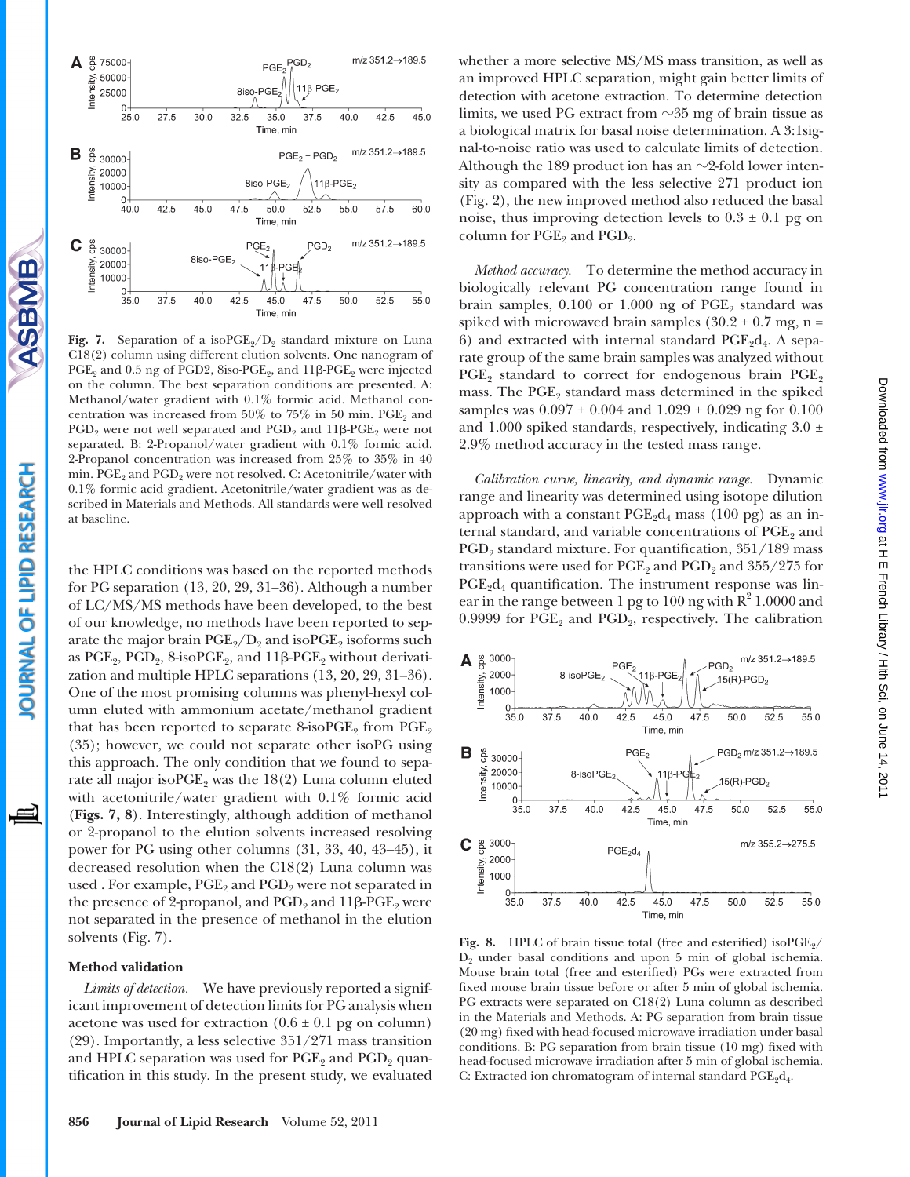Fig. 7. Separation of a isoPGE$_2$/D$_2$ standard mixture on Luna C18(2) column using different elution solvents. One nanogram of PGE$_2$ and 0.5 ng of PGD2, 8iso-PGE$_2$, and 11β-PGE$_2$ were injected on the column. The best separation conditions are presented. A: Methanol/water gradient with 0.1% formic acid. Methanol concentration was increased from 50% to 75% in 50 min. PGE$_2$ and PGD$_2$ were not well separated and PGD$_2$ and 11β-PGE$_2$ were not separated. B: 2-Propanol/water gradient with 0.1% formic acid. 2-Propanol concentration was increased from 25% to 35% in 40 min. PGE$_2$ and PGD$_2$ were not resolved. C: Acetonitrile/water with 0.1% formic acid gradient. Acetonitrile/water gradient was as described in Materials and Methods. All standards were well resolved at baseline.

the HPLC conditions was based on the reported methods for PG separation (13, 20, 29, 31–36). Although a number of LC/MS/MS methods have been developed, to the best of our knowledge, no methods have been reported to separate the major brain PGE$_2$/D$_2$ and isoPGE$_2$ isoforms such as PGE$_2$, PGD$_2$, 8-isoPGE$_2$, and 11β-PGE$_2$ without derivatization and multiple HPLC separations (13, 20, 29, 31–36). One of the most promising columns was phenyl-hexyl column eluted with ammonium acetate/methanol gradient that has been reported to separate 8-isoPGE$_2$ from PGE$_2$ (35); however, we could not separate other isoPG using this approach. The only condition that we found to separate all major isoPGE$_2$ was the 18(2) Luna column eluted with acetonitrile/water gradient with 0.1% formic acid (**Figs. 7, 8**). Interestingly, although addition of methanol or 2-propanol to the elution solvents increased resolving power for PG using other columns (31, 33, 40, 43–45), it decreased resolution when the C18(2) Luna column was used . For example, PGE$_2$ and PGD$_2$ were not separated in the presence of 2-propanol, and PGD$_2$ and 11β-PGE$_2$ were not separated in the presence of methanol in the elution solvents (Fig. 7).

### Method validation

*Limits of detection.* We have previously reported a significant improvement of detection limits for PG analysis when acetone was used for extraction (0.6 ± 0.1 pg on column) (29). Importantly, a less selective 351/271 mass transition and HPLC separation was used for PGE$_2$ and PGD$_2$ quantification in this study. In the present study, we evaluated whether a more selective MS/MS mass transition, as well as an improved HPLC separation, might gain better limits of detection with acetone extraction. To determine detection limits, we used PG extract from ~35 mg of brain tissue as a biological matrix for basal noise determination. A 3:1 signal-to-noise ratio was used to calculate limits of detection. Although the 189 product ion has an ~2-fold lower intensity as compared with the less selective 271 product ion (Fig. 2), the new improved method also reduced the basal noise, thus improving detection levels to 0.3 ± 0.1 pg on column for PGE$_2$ and PGD$_2$.

*Method accuracy.* To determine the method accuracy in biologically relevant PG concentration range found in brain samples, 0.100 or 1.000 ng of PGE$_2$ standard was spiked with microwaved brain samples (30.2 ± 0.7 mg, n = 6) and extracted with internal standard PGE$_2$d$_4$. A separate group of the same brain samples was analyzed without PGE$_2$ standard to correct for endogenous brain PGE$_2$ mass. The PGE$_2$ standard mass determined in the spiked samples was 0.097 ± 0.004 and 1.029 ± 0.029 ng for 0.100 and 1.000 spiked standards, respectively, indicating 3.0 ± 2.9% method accuracy in the tested mass range.

*Calibration curve, linearity, and dynamic range.* Dynamic range and linearity was determined using isotope dilution approach with a constant PGE$_2$d$_4$ mass (100 pg) as an internal standard, and variable concentrations of PGE$_2$ and PGD$_2$ standard mixture. For quantification, 351/189 mass transitions were used for PGE$_2$ and PGD$_2$ and 355/275 for PGE$_2$d$_4$ quantification. The instrument response was linear in the range between 1 pg to 100 ng with $R^2$ 1.0000 and 0.9999 for PGE$_2$ and PGD$_2$, respectively. The calibration

Fig. 8. HPLC of brain tissue total (free and esterified) isoPGE$_2$/D$_2$ under basal conditions and upon 5 min of global ischemia. Mouse brain total (free and esterified) PGs were extracted from fixed mouse brain tissue before or after 5 min of global ischemia. PG extracts were separated on C18(2) Luna column as described in the Materials and Methods. A: PG separation from brain tissue (20 mg) fixed with head-focused microwave irradiation under basal conditions. B: PG separation from brain tissue (10 mg) fixed with head-focused microwave irradiation after 5 min of global ischemia. C: Extracted ion chromatogram of internal standard PGE$_2$d$_4$.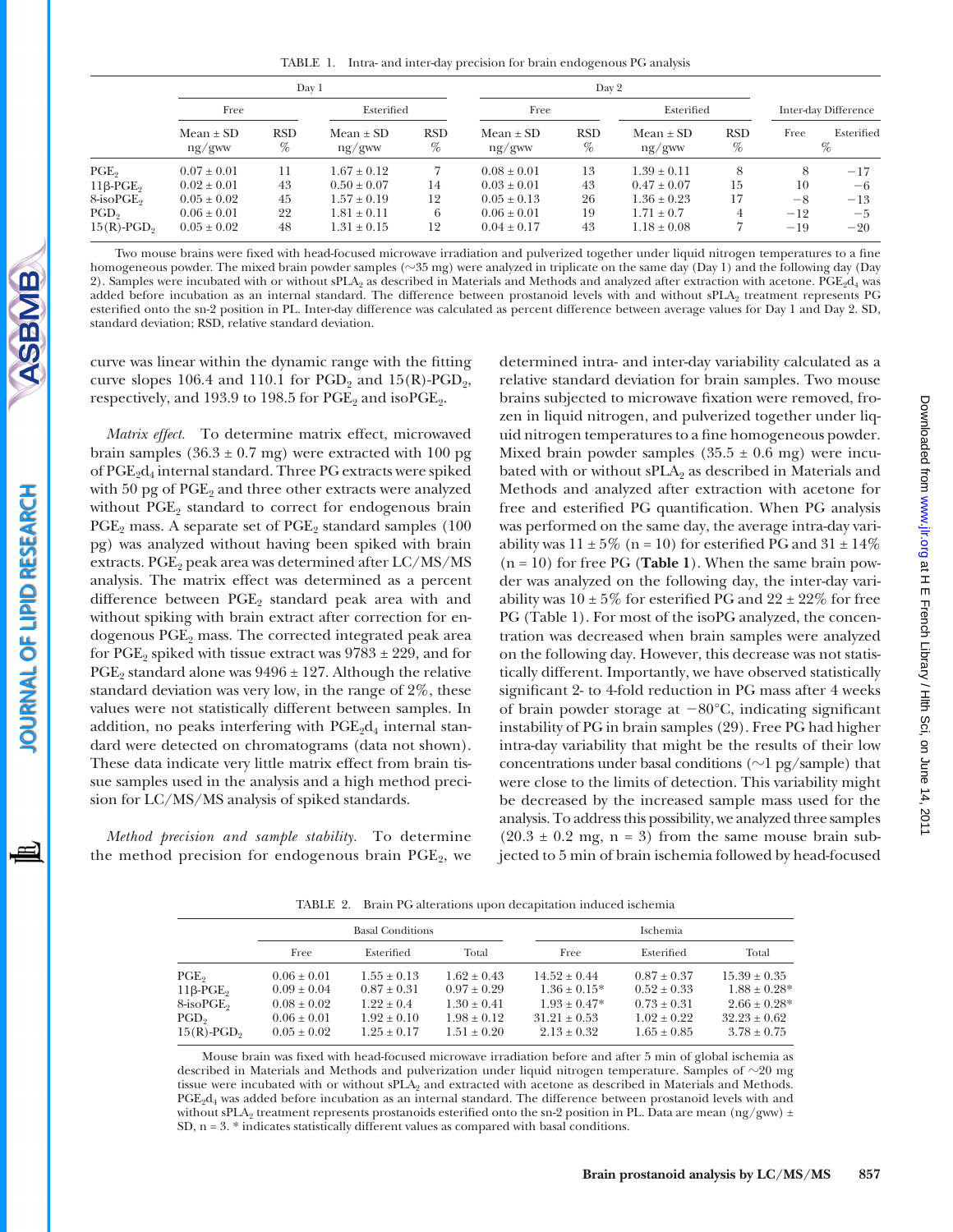TABLE 1. Intra- and inter-day precision for brain endogenous PG analysis

| | Day 1 | | | | Day 2 | | | | Inter-day Difference | |
|---|---|---|---|---|---|---|---|---|---|---|
| | Free | | Esterified | | Free | | Esterified | | Free | Esterified |
| | Mean ± SD ng/gww | RSD % | Mean ± SD ng/gww | RSD % | Mean ± SD ng/gww | RSD % | Mean ± SD ng/gww | RSD % | % | |
| $PGE_2$ | 0.07 ± 0.01 | 11 | 1.67 ± 0.12 | 7 | 0.08 ± 0.01 | 13 | 1.39 ± 0.11 | 8 | 8 | −17 |
| 11β-$PGE_2$ | 0.02 ± 0.01 | 43 | 0.50 ± 0.07 | 14 | 0.03 ± 0.01 | 43 | 0.47 ± 0.07 | 15 | 10 | −6 |
| 8-iso$PGE_2$ | 0.05 ± 0.02 | 45 | 1.57 ± 0.19 | 12 | 0.05 ± 0.13 | 26 | 1.36 ± 0.23 | 17 | −8 | −13 |
| $PGD_2$ | 0.06 ± 0.01 | 22 | 1.81 ± 0.11 | 6 | 0.06 ± 0.01 | 19 | 1.71 ± 0.7 | 4 | −12 | −5 |
| 15(R)-$PGD_2$ | 0.05 ± 0.02 | 48 | 1.31 ± 0.15 | 12 | 0.04 ± 0.17 | 43 | 1.18 ± 0.08 | 7 | −19 | −20 |

Two mouse brains were fixed with head-focused microwave irradiation and pulverized together under liquid nitrogen temperatures to a fine homogeneous powder. The mixed brain powder samples (~35 mg) were analyzed in triplicate on the same day (Day 1) and the following day (Day 2). Samples were incubated with or without $sPLA_2$ as described in Materials and Methods and analyzed after extraction with acetone. $PGE_2d_4$ was added before incubation as an internal standard. The difference between prostanoid levels with and without $sPLA_2$ treatment represents PG esterified onto the sn-2 position in PL. Inter-day difference was calculated as percent difference between average values for Day 1 and Day 2. SD, standard deviation; RSD, relative standard deviation.

curve was linear within the dynamic range with the fitting curve slopes 106.4 and 110.1 for $PGD_2$ and 15(R)-$PGD_2$, respectively, and 193.9 to 198.5 for $PGE_2$ and iso$PGE_2$.

*Matrix effect*. To determine matrix effect, microwaved brain samples (36.3 ± 0.7 mg) were extracted with 100 pg of $PGE_2d_4$ internal standard. Three PG extracts were spiked with 50 pg of $PGE_2$ and three other extracts were analyzed without $PGE_2$ standard to correct for endogenous brain $PGE_2$ mass. A separate set of $PGE_2$ standard samples (100 pg) was analyzed without having been spiked with brain extracts. $PGE_2$ peak area was determined after LC/MS/MS analysis. The matrix effect was determined as a percent difference between $PGE_2$ standard peak area with and without spiking with brain extract after correction for endogenous $PGE_2$ mass. The corrected integrated peak area for $PGE_2$ spiked with tissue extract was 9783 ± 229, and for $PGE_2$ standard alone was 9496 ± 127. Although the relative standard deviation was very low, in the range of 2%, these values were not statistically different between samples. In addition, no peaks interfering with $PGE_2d_4$ internal standard were detected on chromatograms (data not shown). These data indicate very little matrix effect from brain tissue samples used in the analysis and a high method precision for LC/MS/MS analysis of spiked standards.

*Method precision and sample stability*. To determine the method precision for endogenous brain $PGE_2$, we determined intra- and inter-day variability calculated as a relative standard deviation for brain samples. Two mouse brains subjected to microwave fixation were removed, frozen in liquid nitrogen, and pulverized together under liquid nitrogen temperatures to a fine homogeneous powder. Mixed brain powder samples (35.5 ± 0.6 mg) were incubated with or without $sPLA_2$ as described in Materials and Methods and analyzed after extraction with acetone for free and esterified PG quantification. When PG analysis was performed on the same day, the average intra-day variability was 11 ± 5% (n = 10) for esterified PG and 31 ± 14% (n = 10) for free PG (**Table 1**). When the same brain powder was analyzed on the following day, the inter-day variability was 10 ± 5% for esterified PG and 22 ± 22% for free PG (Table 1). For most of the isoPG analyzed, the concentration was decreased when brain samples were analyzed on the following day. However, this decrease was not statistically different. Importantly, we have observed statistically significant 2- to 4-fold reduction in PG mass after 4 weeks of brain powder storage at −80°C, indicating significant instability of PG in brain samples (29). Free PG had higher intra-day variability that might be the results of their low concentrations under basal conditions (~1 pg/sample) that were close to the limits of detection. This variability might be decreased by the increased sample mass used for the analysis. To address this possibility, we analyzed three samples (20.3 ± 0.2 mg, n = 3) from the same mouse brain subjected to 5 min of brain ischemia followed by head-focused

TABLE 2. Brain PG alterations upon decapitation induced ischemia

| | Basal Conditions | | | Ischemia | | |
|---|---|---|---|---|---|---|
| | Free | Esterified | Total | Free | Esterified | Total |
| $PGE_2$ | 0.06 ± 0.01 | 1.55 ± 0.13 | 1.62 ± 0.43 | 14.52 ± 0.44 | 0.87 ± 0.37 | 15.39 ± 0.35 |
| 11β-$PGE_2$ | 0.09 ± 0.04 | 0.87 ± 0.31 | 0.97 ± 0.29 | 1.36 ± 0.15* | 0.52 ± 0.33 | 1.88 ± 0.28* |
| 8-iso$PGE_2$ | 0.08 ± 0.02 | 1.22 ± 0.4 | 1.30 ± 0.41 | 1.93 ± 0.47* | 0.73 ± 0.31 | 2.66 ± 0.28* |
| $PGD_2$ | 0.06 ± 0.01 | 1.92 ± 0.10 | 1.98 ± 0.12 | 31.21 ± 0.53 | 1.02 ± 0.22 | 32.23 ± 0.62 |
| 15(R)-$PGD_2$ | 0.05 ± 0.02 | 1.25 ± 0.17 | 1.51 ± 0.20 | 2.13 ± 0.32 | 1.65 ± 0.85 | 3.78 ± 0.75 |

Mouse brain was fixed with head-focused microwave irradiation before and after 5 min of global ischemia as described in Materials and Methods and pulverization under liquid nitrogen temperature. Samples of ~20 mg tissue were incubated with or without $sPLA_2$ and extracted with acetone as described in Materials and Methods. $PGE_2d_4$ was added before incubation as an internal standard. The difference between prostanoid levels with and without $sPLA_2$ treatment represents prostanoids esterified onto the sn-2 position in PL. Data are mean (ng/gww) ± SD, n = 3. * indicates statistically different values as compared with basal conditions.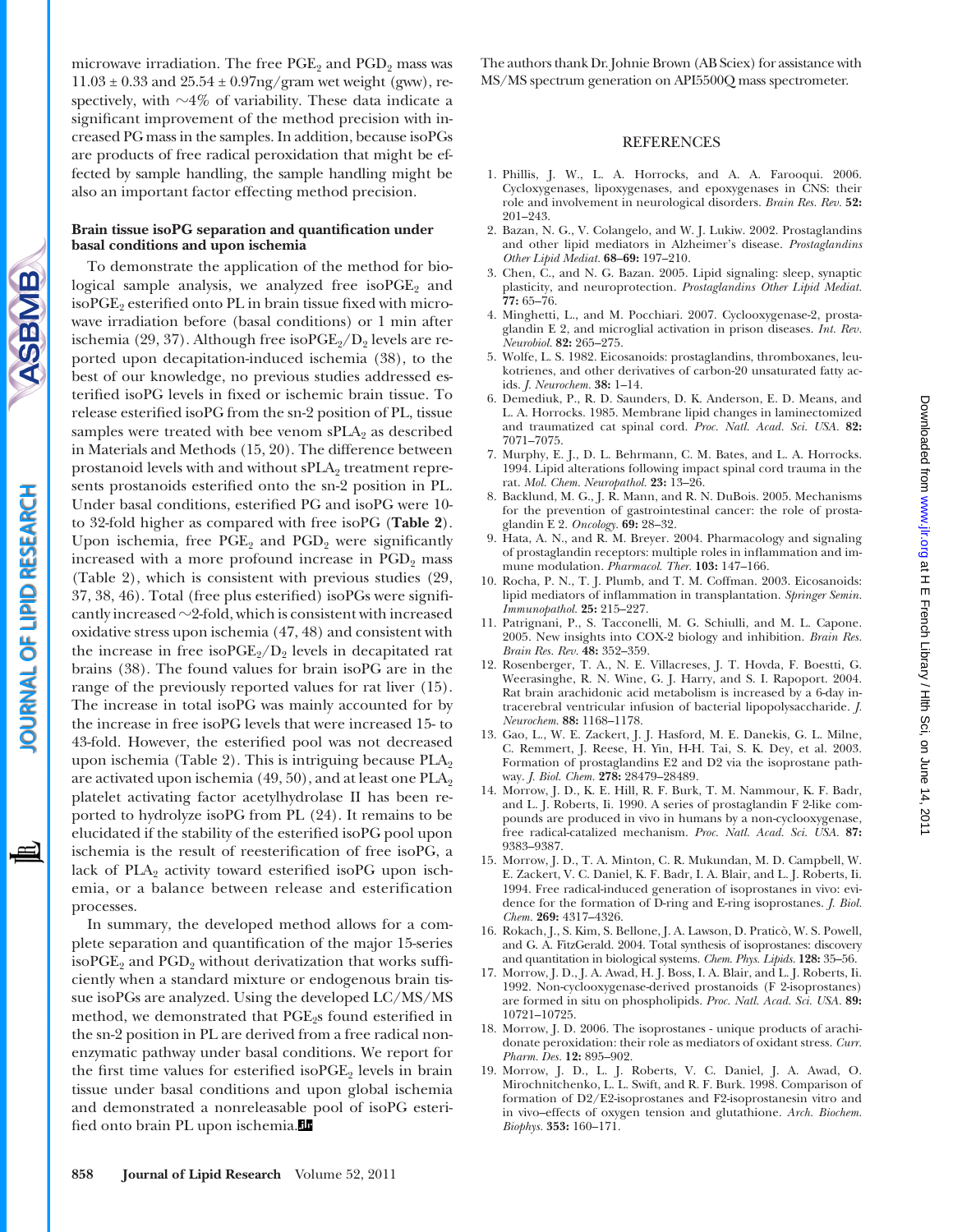microwave irradiation. The free $PGE_2$ and $PGD_2$ mass was $11.03 \pm 0.33$ and $25.54 \pm 0.97$ng/gram wet weight (gww), respectively, with ~4% of variability. These data indicate a significant improvement of the method precision with increased PG mass in the samples. In addition, because isoPGs are products of free radical peroxidation that might be effected by sample handling, the sample handling might be also an important factor effecting method precision.

### Brain tissue isoPG separation and quantification under basal conditions and upon ischemia

To demonstrate the application of the method for biological sample analysis, we analyzed free $isoPGE_2$ and $isoPGE_2$ esterified onto PL in brain tissue fixed with microwave irradiation before (basal conditions) or 1 min after ischemia (29, 37). Although free $isoPGE_2/D_2$ levels are reported upon decapitation-induced ischemia (38), to the best of our knowledge, no previous studies addressed esterified isoPG levels in fixed or ischemic brain tissue. To release esterified isoPG from the sn-2 position of PL, tissue samples were treated with bee venom $sPLA_2$ as described in Materials and Methods (15, 20). The difference between prostanoid levels with and without $sPLA_2$ treatment represents prostanoids esterified onto the sn-2 position in PL. Under basal conditions, esterified PG and isoPG were 10- to 32-fold higher as compared with free isoPG (**Table 2**). Upon ischemia, free $PGE_2$ and $PGD_2$ were significantly increased with a more profound increase in $PGD_2$ mass (Table 2), which is consistent with previous studies (29, 37, 38, 46). Total (free plus esterified) isoPGs were significantly increased ~2-fold, which is consistent with increased oxidative stress upon ischemia (47, 48) and consistent with the increase in free $isoPGE_2/D_2$ levels in decapitated rat brains (38). The found values for brain isoPG are in the range of the previously reported values for rat liver (15). The increase in total isoPG was mainly accounted for by the increase in free isoPG levels that were increased 15- to 43-fold. However, the esterified pool was not decreased upon ischemia (Table 2). This is intriguing because $PLA_2$ are activated upon ischemia (49, 50), and at least one $PLA_2$ platelet activating factor acetylhydrolase II has been reported to hydrolyze isoPG from PL (24). It remains to be elucidated if the stability of the esterified isoPG pool upon ischemia is the result of reesterification of free isoPG, a lack of $PLA_2$ activity toward esterified isoPG upon ischemia, or a balance between release and esterification processes.

In summary, the developed method allows for a complete separation and quantification of the major 15-series $isoPGE_2$ and $PGD_2$ without derivatization that works sufficiently when a standard mixture or endogenous brain tissue isoPGs are analyzed. Using the developed LC/MS/MS method, we demonstrated that $PGE_2$s found esterified in the sn-2 position in PL are derived from a free radical nonenzymatic pathway under basal conditions. We report for the first time values for esterified $isoPGE_2$ levels in brain tissue under basal conditions and upon global ischemia and demonstrated a nonreleasable pool of isoPG esterified onto brain PL upon ischemia.

The authors thank Dr. Johnie Brown (AB Sciex) for assistance with MS/MS spectrum generation on API5500Q mass spectrometer.

## REFERENCES

1. Phillis, J. W., L. A. Horrocks, and A. A. Farooqui. 2006. Cycloxygenases, lipoxygenases, and epoxygenases in CNS: their role and involvement in neurological disorders. *Brain Res. Rev.* **52:** 201–243.
2. Bazan, N. G., V. Colangelo, and W. J. Lukiw. 2002. Prostaglandins and other lipid mediators in Alzheimer's disease. *Prostaglandins Other Lipid Mediat.* **68–69:** 197–210.
3. Chen, C., and N. G. Bazan. 2005. Lipid signaling: sleep, synaptic plasticity, and neuroprotection. *Prostaglandins Other Lipid Mediat.* **77:** 65–76.
4. Minghetti, L., and M. Pocchiari. 2007. Cyclooxygenase-2, prostaglandin E 2, and microglial activation in prison diseases. *Int. Rev. Neurobiol.* **82:** 265–275.
5. Wolfe, L. S. 1982. Eicosanoids: prostaglandins, thromboxanes, leukotrienes, and other derivatives of carbon-20 unsaturated fatty acids. *J. Neurochem.* **38:** 1–14.
6. Demediuk, P., R. D. Saunders, D. K. Anderson, E. D. Means, and L. A. Horrocks. 1985. Membrane lipid changes in laminectomized and traumatized cat spinal cord. *Proc. Natl. Acad. Sci. USA.* **82:** 7071–7075.
7. Murphy, E. J., D. L. Behrmann, C. M. Bates, and L. A. Horrocks. 1994. Lipid alterations following impact spinal cord trauma in the rat. *Mol. Chem. Neuropathol.* **23:** 13–26.
8. Backlund, M. G., J. R. Mann, and R. N. DuBois. 2005. Mechanisms for the prevention of gastrointestinal cancer: the role of prostaglandin E 2. *Oncology.* **69:** 28–32.
9. Hata, A. N., and R. M. Breyer. 2004. Pharmacology and signaling of prostaglandin receptors: multiple roles in inflammation and immune modulation. *Pharmacol. Ther.* **103:** 147–166.
10. Rocha, P. N., T. J. Plumb, and T. M. Coffman. 2003. Eicosanoids: lipid mediators of inflammation in transplantation. *Springer Semin. Immunopathol.* **25:** 215–227.
11. Patrignani, P., S. Tacconelli, M. G. Schiulli, and M. L. Capone. 2005. New insights into COX-2 biology and inhibition. *Brain Res. Brain Res. Rev.* **48:** 352–359.
12. Rosenberger, T. A., N. E. Villacreses, J. T. Hovda, F. Boestti, G. Weerasinghe, R. N. Wine, G. J. Harry, and S. I. Rapoport. 2004. Rat brain arachidonic acid metabolism is increased by a 6-day intracerebral ventricular infusion of bacterial lipopolysaccharide. *J. Neurochem.* **88:** 1168–1178.
13. Gao, L., W. E. Zackert, J. J. Hasford, M. E. Danekis, G. L. Milne, C. Remmert, J. Reese, H. Yin, H-H. Tai, S. K. Dey, et al. 2003. Formation of prostaglandins E2 and D2 via the isoprostane pathway. *J. Biol. Chem.* **278:** 28479–28489.
14. Morrow, J. D., K. E. Hill, R. F. Burk, T. M. Nammour, K. F. Badr, and L. J. Roberts, Ii. 1990. A series of prostaglandin F 2-like compounds are produced in vivo in humans by a non-cyclooxygenase, free radical-catalized mechanism. *Proc. Natl. Acad. Sci. USA.* **87:** 9383–9387.
15. Morrow, J. D., T. A. Minton, C. R. Mukundan, M. D. Campbell, W. E. Zackert, V. C. Daniel, K. F. Badr, I. A. Blair, and L. J. Roberts, Ii. 1994. Free radical-induced generation of isoprostanes in vivo: evidence for the formation of D-ring and E-ring isoprostanes. *J. Biol. Chem.* **269:** 4317–4326.
16. Rokach, J., S. Kim, S. Bellone, J. A. Lawson, D. Praticò, W. S. Powell, and G. A. FitzGerald. 2004. Total synthesis of isoprostanes: discovery and quantitation in biological systems. *Chem. Phys. Lipids.* **128:** 35–56.
17. Morrow, J. D., J. A. Awad, H. J. Boss, I. A. Blair, and L. J. Roberts, Ii. 1992. Non-cyclooxygenase-derived prostanoids (F 2-isoprostanes) are formed in situ on phospholipids. *Proc. Natl. Acad. Sci. USA.* **89:** 10721–10725.
18. Morrow, J. D. 2006. The isoprostanes - unique products of arachidonate peroxidation: their role as mediators of oxidant stress. *Curr. Pharm. Des.* **12:** 895–902.
19. Morrow, J. D., L. J. Roberts, V. C. Daniel, J. A. Awad, O. Mirochnitchenko, L. L. Swift, and R. F. Burk. 1998. Comparison of formation of D2/E2-isoprostanes and F2-isoprostanesin vitro and in vivo–effects of oxygen tension and glutathione. *Arch. Biochem. Biophys.* **353:** 160–171.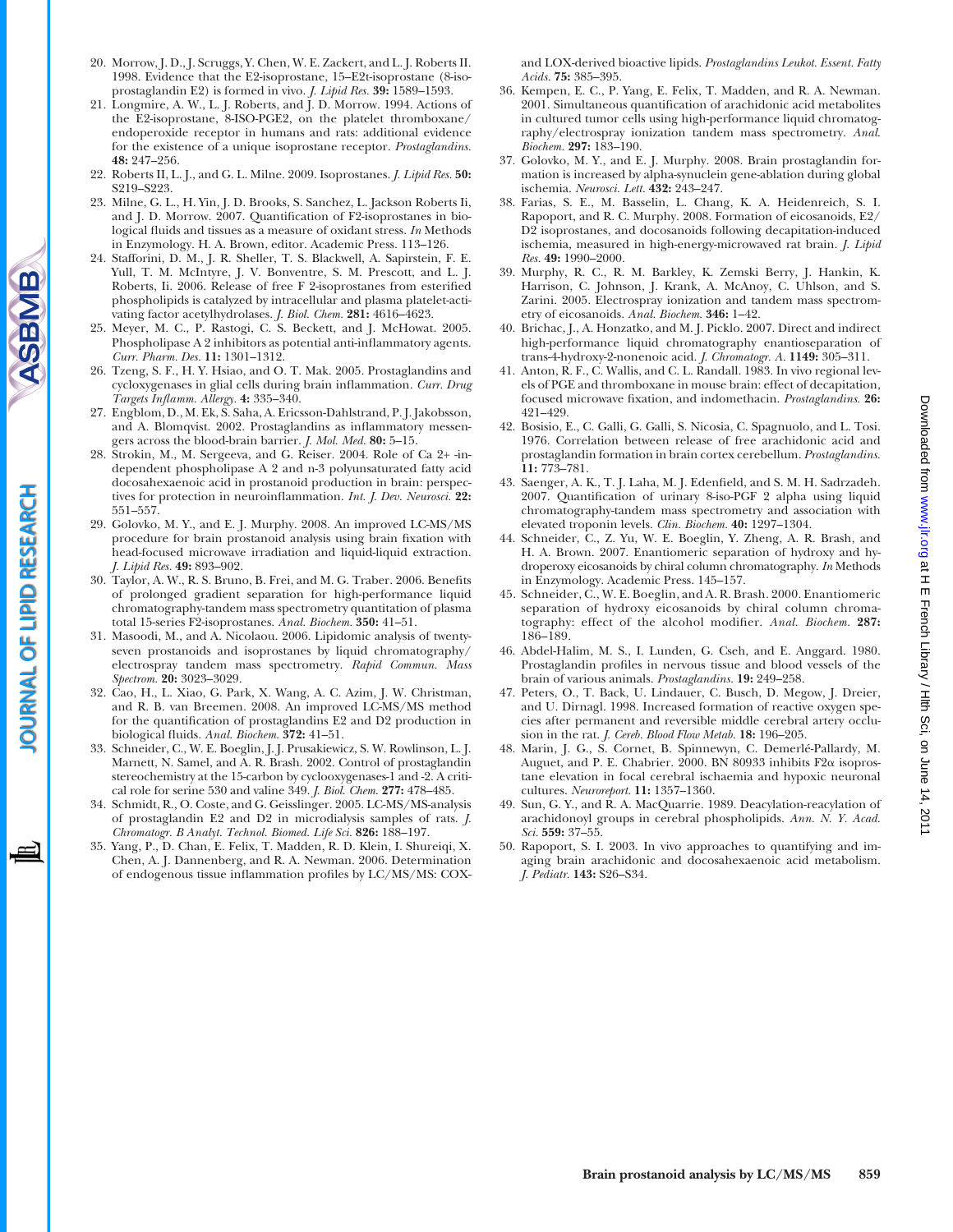20. Morrow, J. D., J. Scruggs, Y. Chen, W. E. Zackert, and L. J. Roberts II. 1998. Evidence that the E2-isoprostane, 15–E2t-isoprostane (8-iso-prostaglandin E2) is formed in vivo. *J. Lipid Res.* **39:** 1589–1593.
21. Longmire, A. W., L. J. Roberts, and J. D. Morrow. 1994. Actions of the E2-isoprostane, 8-ISO-PGE2, on the platelet thromboxane/endoperoxide receptor in humans and rats: additional evidence for the existence of a unique isoprostane receptor. *Prostaglandins.* **48:** 247–256.
22. Roberts II, L. J., and G. L. Milne. 2009. Isoprostanes. *J. Lipid Res.* **50:** S219–S223.
23. Milne, G. L., H. Yin, J. D. Brooks, S. Sanchez, L. Jackson Roberts Ii, and J. D. Morrow. 2007. Quantification of F2-isoprostanes in biological fluids and tissues as a measure of oxidant stress. *In* Methods in Enzymology. H. A. Brown, editor. Academic Press. 113–126.
24. Stafforini, D. M., J. R. Sheller, T. S. Blackwell, A. Sapirstein, F. E. Yull, T. M. McIntyre, J. V. Bonventre, S. M. Prescott, and L. J. Roberts, Ii. 2006. Release of free F 2-isoprostanes from esterified phospholipids is catalyzed by intracellular and plasma platelet-activating factor acetylhydrolases. *J. Biol. Chem.* **281:** 4616–4623.
25. Meyer, M. C., P. Rastogi, C. S. Beckett, and J. McHowat. 2005. Phospholipase A 2 inhibitors as potential anti-inflammatory agents. *Curr. Pharm. Des.* **11:** 1301–1312.
26. Tzeng, S. F., H. Y. Hsiao, and O. T. Mak. 2005. Prostaglandins and cyclooxygenases in glial cells during brain inflammation. *Curr. Drug Targets Inflamm. Allergy.* **4:** 335–340.
27. Engblom, D., M. Ek, S. Saha, A. Ericsson-Dahlstrand, P. J. Jakobsson, and A. Blomqvist. 2002. Prostaglandins as inflammatory messengers across the blood-brain barrier. *J. Mol. Med.* **80:** 5–15.
28. Strokin, M., M. Sergeeva, and G. Reiser. 2004. Role of Ca 2+ -independent phospholipase A 2 and n-3 polyunsaturated fatty acid docosahexaenoic acid in prostanoid production in brain: perspectives for protection in neuroinflammation. *Int. J. Dev. Neurosci.* **22:** 551–557.
29. Golovko, M. Y., and E. J. Murphy. 2008. An improved LC-MS/MS procedure for brain prostanoid analysis using brain fixation with head-focused microwave irradiation and liquid-liquid extraction. *J. Lipid Res.* **49:** 893–902.
30. Taylor, A. W., R. S. Bruno, B. Frei, and M. G. Traber. 2006. Benefits of prolonged gradient separation for high-performance liquid chromatography-tandem mass spectrometry quantitation of plasma total 15-series F2-isoprostanes. *Anal. Biochem.* **350:** 41–51.
31. Masoodi, M., and A. Nicolaou. 2006. Lipidomic analysis of twenty-seven prostanoids and isoprostanes by liquid chromatography/electrospray tandem mass spectrometry. *Rapid Commun. Mass Spectrom.* **20:** 3023–3029.
32. Cao, H., L. Xiao, G. Park, X. Wang, A. C. Azim, J. W. Christman, and R. B. van Breemen. 2008. An improved LC-MS/MS method for the quantification of prostaglandins E2 and D2 production in biological fluids. *Anal. Biochem.* **372:** 41–51.
33. Schneider, C., W. E. Boeglin, J. J. Prusakiewicz, S. W. Rowlinson, L. J. Marnett, N. Samel, and A. R. Brash. 2002. Control of prostaglandin stereochemistry at the 15-carbon by cyclooxygenases-1 and -2. A critical role for serine 530 and valine 349. *J. Biol. Chem.* **277:** 478–485.
34. Schmidt, R., O. Coste, and G. Geisslinger. 2005. LC-MS/MS-analysis of prostaglandin E2 and D2 in microdialysis samples of rats. *J. Chromatogr. B Analyt. Technol. Biomed. Life Sci.* **826:** 188–197.
35. Yang, P., D. Chan, E. Felix, T. Madden, R. D. Klein, I. Shureiqi, X. Chen, A. J. Dannenberg, and R. A. Newman. 2006. Determination of endogenous tissue inflammation profiles by LC/MS/MS: COX- and LOX-derived bioactive lipids. *Prostaglandins Leukot. Essent. Fatty Acids.* **75:** 385–395.
36. Kempen, E. C., P. Yang, E. Felix, T. Madden, and R. A. Newman. 2001. Simultaneous quantification of arachidonic acid metabolites in cultured tumor cells using high-performance liquid chromatography/electrospray ionization tandem mass spectrometry. *Anal. Biochem.* **297:** 183–190.
37. Golovko, M. Y., and E. J. Murphy. 2008. Brain prostaglandin formation is increased by alpha-synuclein gene-ablation during global ischemia. *Neurosci. Lett.* **432:** 243–247.
38. Farias, S. E., M. Basselin, L. Chang, K. A. Heidenreich, S. I. Rapoport, and R. C. Murphy. 2008. Formation of eicosanoids, E2/D2 isoprostanes, and docosanoids following decapitation-induced ischemia, measured in high-energy-microwaved rat brain. *J. Lipid Res.* **49:** 1990–2000.
39. Murphy, R. C., R. M. Barkley, K. Zemski Berry, J. Hankin, K. Harrison, C. Johnson, J. Krank, A. McAnoy, C. Uhlson, and S. Zarini. 2005. Electrospray ionization and tandem mass spectrometry of eicosanoids. *Anal. Biochem.* **346:** 1–42.
40. Brichac, J., A. Honzatko, and M. J. Picklo. 2007. Direct and indirect high-performance liquid chromatography enantioseparation of trans-4-hydroxy-2-nonenoic acid. *J. Chromatogr. A.* **1149:** 305–311.
41. Anton, R. F., C. Wallis, and C. L. Randall. 1983. In vivo regional levels of PGE and thromboxane in mouse brain: effect of decapitation, focused microwave fixation, and indomethacin. *Prostaglandins.* **26:** 421–429.
42. Bosisio, E., C. Galli, G. Galli, S. Nicosia, C. Spagnuolo, and L. Tosi. 1976. Correlation between release of free arachidonic acid and prostaglandin formation in brain cortex cerebellum. *Prostaglandins.* **11:** 773–781.
43. Saenger, A. K., T. J. Laha, M. J. Edenfield, and S. M. H. Sadrzadeh. 2007. Quantification of urinary 8-iso-PGF 2 alpha using liquid chromatography-tandem mass spectrometry and association with elevated troponin levels. *Clin. Biochem.* **40:** 1297–1304.
44. Schneider, C., Z. Yu, W. E. Boeglin, Y. Zheng, A. R. Brash, and H. A. Brown. 2007. Enantiomeric separation of hydroxy and hydroperoxy eicosanoids by chiral column chromatography. *In* Methods in Enzymology. Academic Press. 145–157.
45. Schneider, C., W. E. Boeglin, and A. R. Brash. 2000. Enantiomeric separation of hydroxy eicosanoids by chiral column chromatography: effect of the alcohol modifier. *Anal. Biochem.* **287:** 186–189.
46. Abdel-Halim, M. S., I. Lunden, G. Cseh, and E. Anggard. 1980. Prostaglandin profiles in nervous tissue and blood vessels of the brain of various animals. *Prostaglandins.* **19:** 249–258.
47. Peters, O., T. Back, U. Lindauer, C. Busch, D. Megow, J. Dreier, and U. Dirnagl. 1998. Increased formation of reactive oxygen species after permanent and reversible middle cerebral artery occlusion in the rat. *J. Cereb. Blood Flow Metab.* **18:** 196–205.
48. Marin, J. G., S. Cornet, B. Spinnewyn, C. Demerlé-Pallardy, M. Auguet, and P. E. Chabrier. 2000. BN 80933 inhibits F2α isoprostane elevation in focal cerebral ischaemia and hypoxic neuronal cultures. *Neuroreport.* **11:** 1357–1360.
49. Sun, G. Y., and R. A. MacQuarrie. 1989. Deacylation-reacylation of arachidonoyl groups in cerebral phospholipids. *Ann. N. Y. Acad. Sci.* **559:** 37–55.
50. Rapoport, S. I. 2003. In vivo approaches to quantifying and imaging brain arachidonic and docosahexaenoic acid metabolism. *J. Pediatr.* **143:** S26–S34.